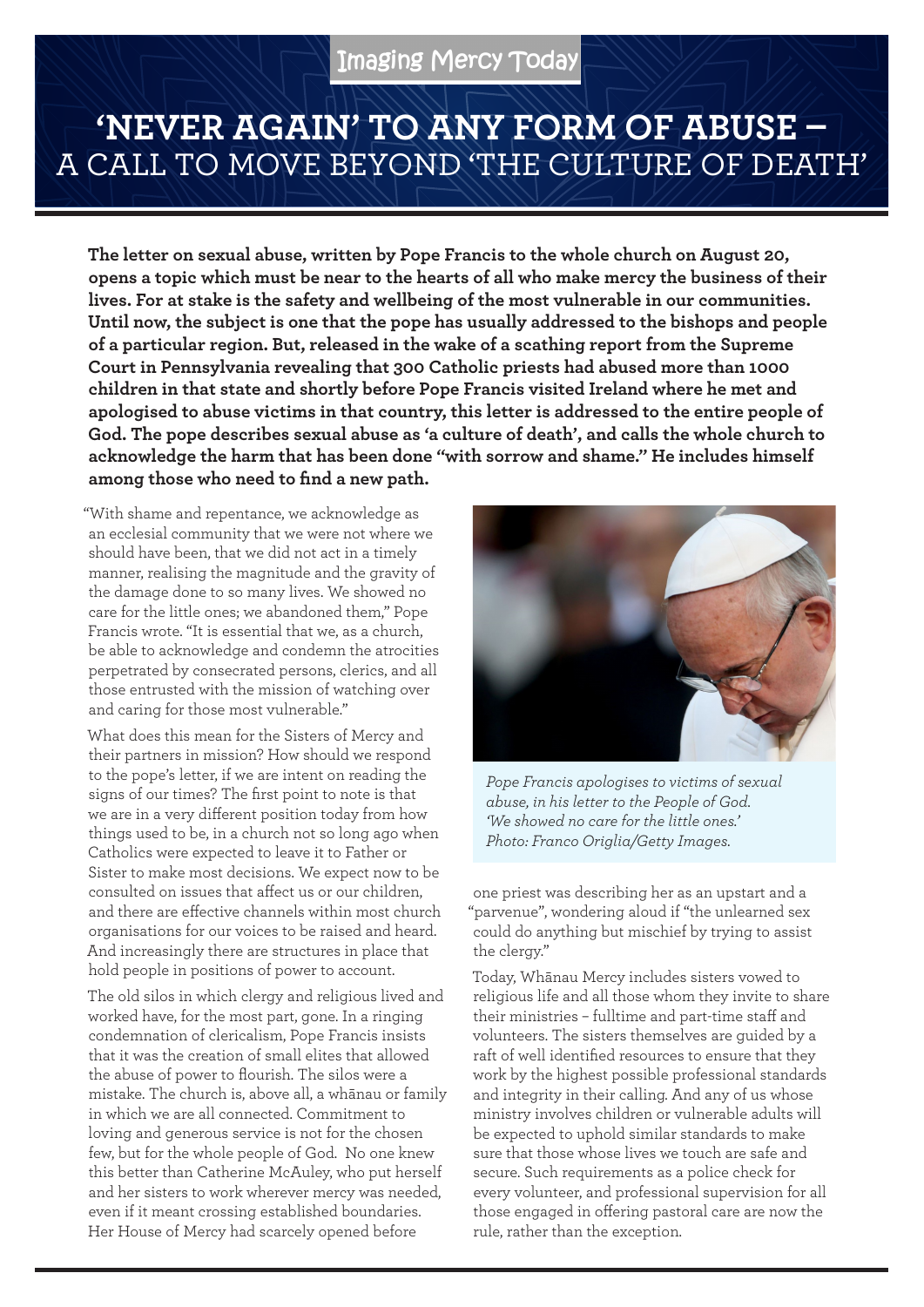Imaging Mercy Today

# 'NEVER AGAIN' TO ANY FORM OF ABUSE – A CALL TO MOVE BEYOND 'THE CULTURE OF DEATH'

**The letter on sexual abuse, written by Pope Francis to the whole church on August 20, opens a topic which must be near to the hearts of all who make mercy the business of their lives. For at stake is the safety and wellbeing of the most vulnerable in our communities. Until now, the subject is one that the pope has usually addressed to the bishops and people of a particular region. But, released in the wake of a scathing report from the Supreme Court in Pennsylvania revealing that 300 Catholic priests had abused more than 1000 children in that state and shortly before Pope Francis visited Ireland where he met and apologised to abuse victims in that country, this letter is addressed to the entire people of God. The pope describes sexual abuse as 'a culture of death', and calls the whole church to acknowledge the harm that has been done "with sorrow and shame." He includes himself among those who need to find a new path.**

"With shame and repentance, we acknowledge as an ecclesial community that we were not where we should have been, that we did not act in a timely manner, realising the magnitude and the gravity of the damage done to so many lives. We showed no care for the little ones; we abandoned them," Pope Francis wrote. "It is essential that we, as a church, be able to acknowledge and condemn the atrocities perpetrated by consecrated persons, clerics, and all those entrusted with the mission of watching over and caring for those most vulnerable."

What does this mean for the Sisters of Mercy and their partners in mission? How should we respond to the pope's letter, if we are intent on reading the signs of our times? The first point to note is that we are in a very different position today from how things used to be, in a church not so long ago when Catholics were expected to leave it to Father or Sister to make most decisions. We expect now to be consulted on issues that affect us or our children, and there are effective channels within most church organisations for our voices to be raised and heard. And increasingly there are structures in place that hold people in positions of power to account.

The old silos in which clergy and religious lived and worked have, for the most part, gone. In a ringing condemnation of clericalism, Pope Francis insists that it was the creation of small elites that allowed the abuse of power to flourish. The silos were a mistake. The church is, above all, a whānau or family in which we are all connected. Commitment to loving and generous service is not for the chosen few, but for the whole people of God. No one knew this better than Catherine McAuley, who put herself and her sisters to work wherever mercy was needed, even if it meant crossing established boundaries. Her House of Mercy had scarcely opened before one priest was describing her as an upstart and a "parvenue", wondering aloud if "the unlearned sex could do anything but mischief by trying to assist the clergy."

*Pope Francis apologises to victims of sexual abuse, in his letter to the People of God. 'We showed no care for the little ones.' Photo: Franco Origlia/Getty Images.*

Today, Whānau Mercy includes sisters vowed to religious life and all those whom they invite to share their ministries – fulltime and part-time staff and volunteers. The sisters themselves are guided by a raft of well identified resources to ensure that they work by the highest possible professional standards and integrity in their calling. And any of us whose ministry involves children or vulnerable adults will be expected to uphold similar standards to make sure that those whose lives we touch are safe and secure. Such requirements as a police check for every volunteer, and professional supervision for all those engaged in offering pastoral care are now the rule, rather than the exception.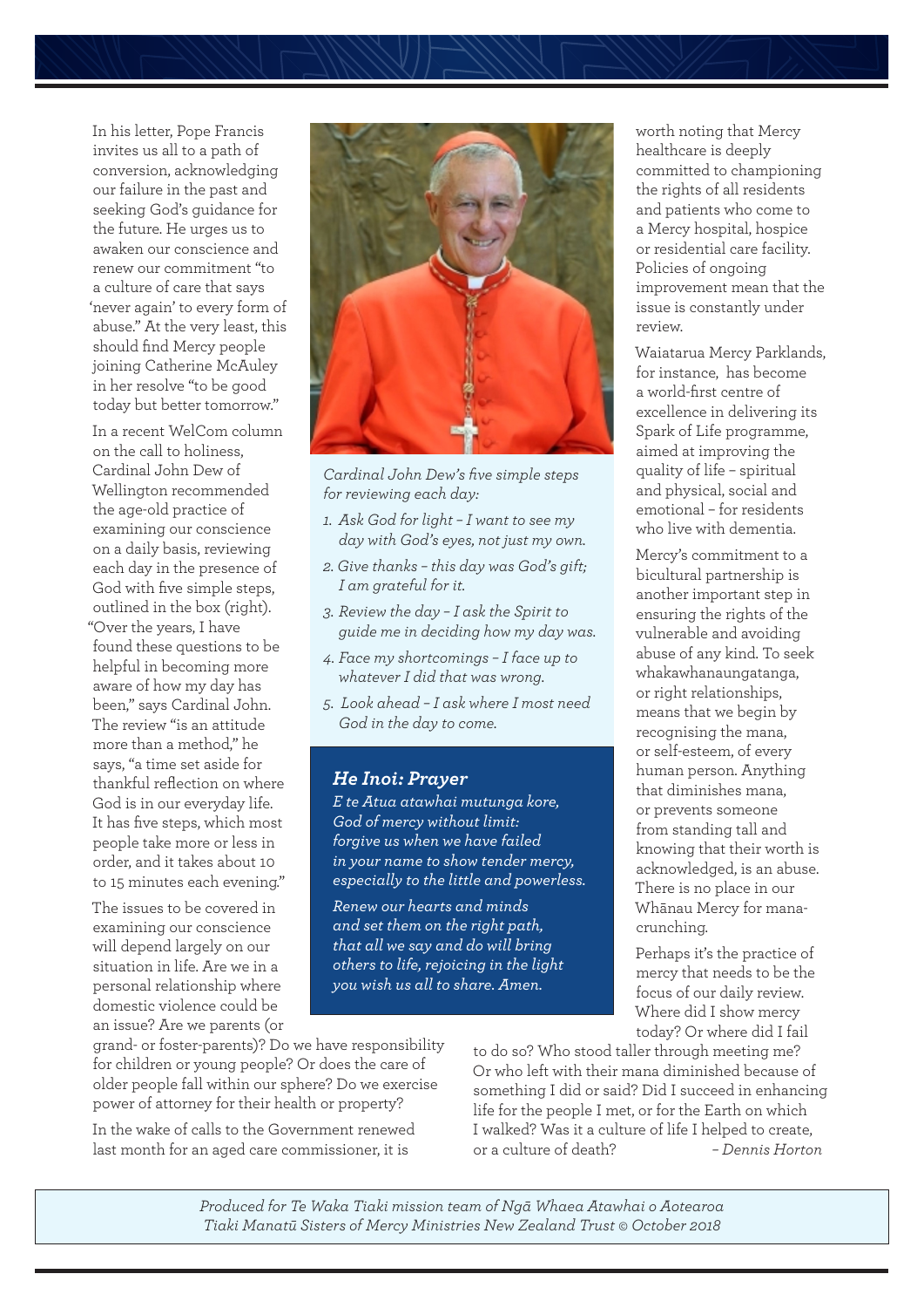In his letter, Pope Francis invites us all to a path of conversion, acknowledging our failure in the past and seeking God's guidance for the future. He urges us to awaken our conscience and renew our commitment "to a culture of care that says 'never again' to every form of abuse." At the very least, this should find Mercy people joining Catherine McAuley in her resolve "to be good today but better tomorrow."

In a recent WelCom column on the call to holiness, Cardinal John Dew of Wellington recommended the age-old practice of examining our conscience on a daily basis, reviewing each day in the presence of God with five simple steps, outlined in the box (right). "Over the years, I have found these questions to be helpful in becoming more aware of how my day has been," says Cardinal John. The review "is an attitude more than a method," he says, "a time set aside for thankful reflection on where God is in our everyday life. It has five steps, which most people take more or less in order, and it takes about 10 to 15 minutes each evening."

The issues to be covered in examining our conscience will depend largely on our situation in life. Are we in a personal relationship where domestic violence could be an issue? Are we parents (or grand- or foster-parents)? Do we have responsibility for children or young people? Or does the care of older people fall within our sphere? Do we exercise power of attorney for their health or property?

In the wake of calls to the Government renewed last month for an aged care commissioner, it is worth noting that Mercy healthcare is deeply committed to championing the rights of all residents and patients who come to a Mercy hospital, hospice or residential care facility. Policies of ongoing improvement mean that the issue is constantly under review.

Waiatarua Mercy Parklands, for instance, has become a world-first centre of excellence in delivering its Spark of Life programme, aimed at improving the quality of life – spiritual and physical, social and emotional – for residents who live with dementia.

Mercy's commitment to a bicultural partnership is another important step in ensuring the rights of the vulnerable and avoiding abuse of any kind. To seek whakawhanaungatanga, or right relationships, means that we begin by recognising the mana, or self-esteem, of every human person. Anything that diminishes mana, or prevents someone from standing tall and knowing that their worth is acknowledged, is an abuse. There is no place in our Whānau Mercy for mana-crunching.

Perhaps it's the practice of mercy that needs to be the focus of our daily review. Where did I show mercy today? Or where did I fail to do so? Who stood taller through meeting me? Or who left with their mana diminished because of something I did or said? Did I succeed in enhancing life for the people I met, or for the Earth on which I walked? Was it a culture of life I helped to create, or a culture of death?

*– Dennis Horton*

*Cardinal John Dew's five simple steps for reviewing each day:*

1. *Ask God for light – I want to see my day with God's eyes, not just my own.*
2. *Give thanks – this day was God's gift; I am grateful for it.*
3. *Review the day – I ask the Spirit to guide me in deciding how my day was.*
4. *Face my shortcomings – I face up to whatever I did that was wrong.*
5. *Look ahead – I ask where I most need God in the day to come.*

### *He Inoi: Prayer*

*E te Atua atawhai mutunga kore,*
*God of mercy without limit:*
*forgive us when we have failed*
*in your name to show tender mercy,*
*especially to the little and powerless.*

*Renew our hearts and minds*
*and set them on the right path,*
*that all we say and do will bring*
*others to life, rejoicing in the light*
*you wish us all to share. Amen.*

*Produced for Te Waka Tiaki mission team of Ngā Whaea Atawhai o Aotearoa*
*Tiaki Manatū Sisters of Mercy Ministries New Zealand Trust © October 2018*